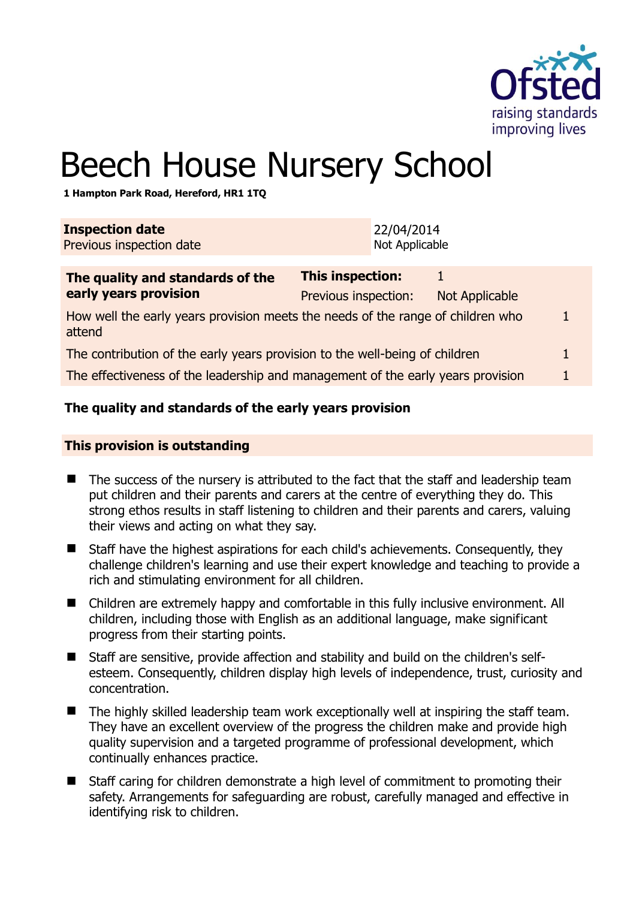# Beech House Nursery School

**1 Hampton Park Road, Hereford, HR1 1TQ**

| | |
|---|---|
| **Inspection date** | 22/04/2014 |
| Previous inspection date | Not Applicable |

| | | |
|---|---|---|
| **The quality and standards of the early years provision** | **This inspection:** | 1 |
| | Previous inspection: | Not Applicable |
| How well the early years provision meets the needs of the range of children who attend | | 1 |
| The contribution of the early years provision to the well-being of children | | 1 |
| The effectiveness of the leadership and management of the early years provision | | 1 |

## The quality and standards of the early years provision

### This provision is outstanding

- The success of the nursery is attributed to the fact that the staff and leadership team put children and their parents and carers at the centre of everything they do. This strong ethos results in staff listening to children and their parents and carers, valuing their views and acting on what they say.
- Staff have the highest aspirations for each child's achievements. Consequently, they challenge children's learning and use their expert knowledge and teaching to provide a rich and stimulating environment for all children.
- Children are extremely happy and comfortable in this fully inclusive environment. All children, including those with English as an additional language, make significant progress from their starting points.
- Staff are sensitive, provide affection and stability and build on the children's self-esteem. Consequently, children display high levels of independence, trust, curiosity and concentration.
- The highly skilled leadership team work exceptionally well at inspiring the staff team. They have an excellent overview of the progress the children make and provide high quality supervision and a targeted programme of professional development, which continually enhances practice.
- Staff caring for children demonstrate a high level of commitment to promoting their safety. Arrangements for safeguarding are robust, carefully managed and effective in identifying risk to children.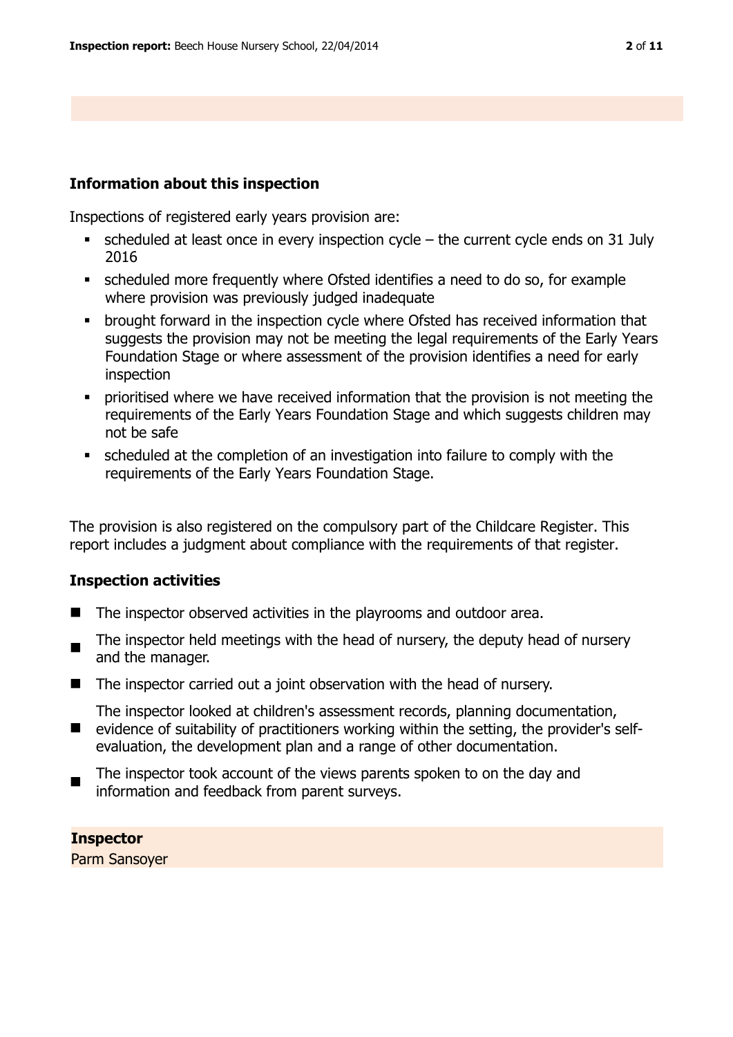## Information about this inspection

Inspections of registered early years provision are:

- scheduled at least once in every inspection cycle – the current cycle ends on 31 July 2016
- scheduled more frequently where Ofsted identifies a need to do so, for example where provision was previously judged inadequate
- brought forward in the inspection cycle where Ofsted has received information that suggests the provision may not be meeting the legal requirements of the Early Years Foundation Stage or where assessment of the provision identifies a need for early inspection
- prioritised where we have received information that the provision is not meeting the requirements of the Early Years Foundation Stage and which suggests children may not be safe
- scheduled at the completion of an investigation into failure to comply with the requirements of the Early Years Foundation Stage.

The provision is also registered on the compulsory part of the Childcare Register. This report includes a judgment about compliance with the requirements of that register.

## Inspection activities

- The inspector observed activities in the playrooms and outdoor area.
- The inspector held meetings with the head of nursery, the deputy head of nursery and the manager.
- The inspector carried out a joint observation with the head of nursery.
- The inspector looked at children's assessment records, planning documentation, evidence of suitability of practitioners working within the setting, the provider's self-evaluation, the development plan and a range of other documentation.
- The inspector took account of the views parents spoken to on the day and information and feedback from parent surveys.

**Inspector**
Parm Sansoyer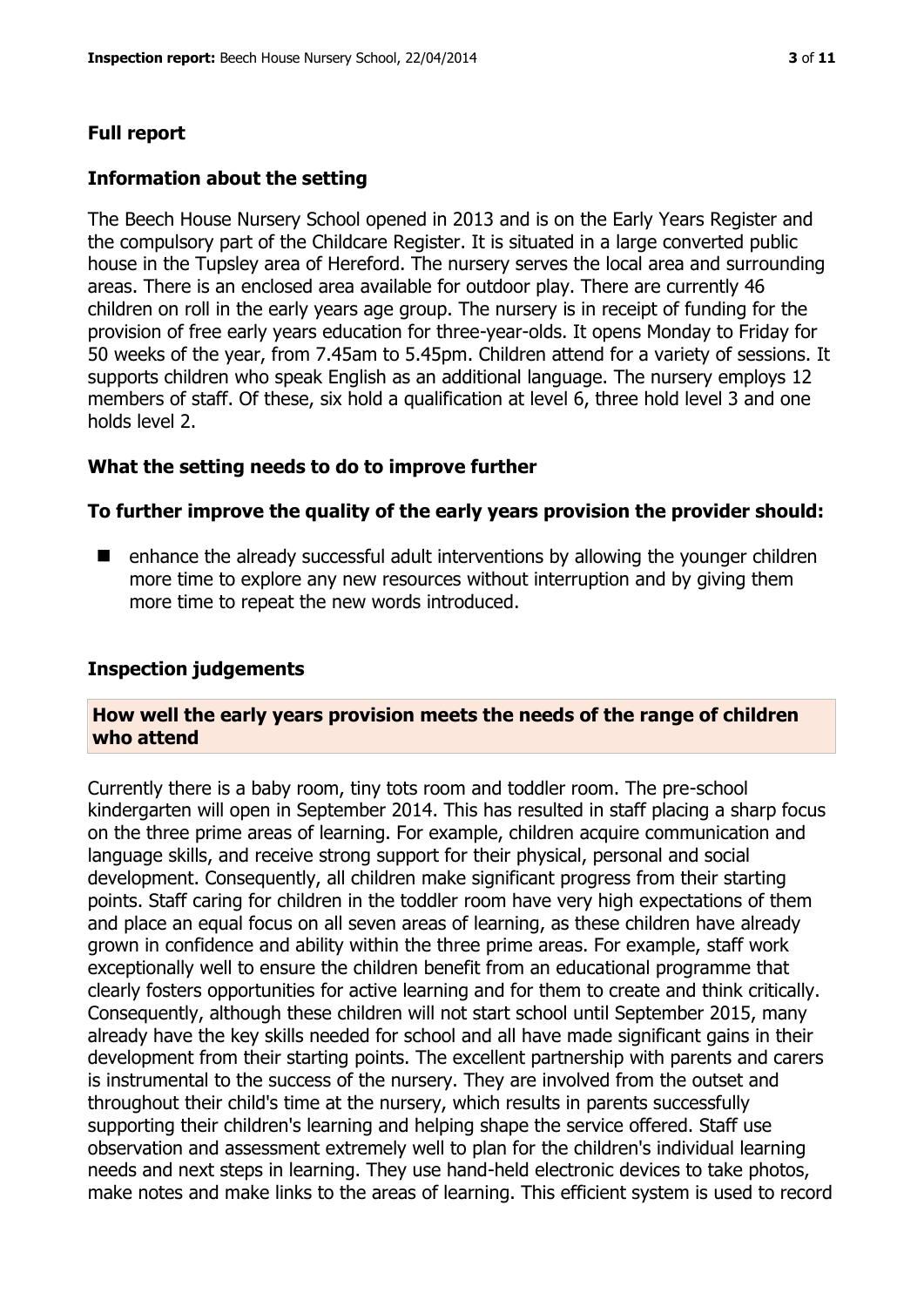## Full report

### Information about the setting

The Beech House Nursery School opened in 2013 and is on the Early Years Register and the compulsory part of the Childcare Register. It is situated in a large converted public house in the Tupsley area of Hereford. The nursery serves the local area and surrounding areas. There is an enclosed area available for outdoor play. There are currently 46 children on roll in the early years age group. The nursery is in receipt of funding for the provision of free early years education for three-year-olds. It opens Monday to Friday for 50 weeks of the year, from 7.45am to 5.45pm. Children attend for a variety of sessions. It supports children who speak English as an additional language. The nursery employs 12 members of staff. Of these, six hold a qualification at level 6, three hold level 3 and one holds level 2.

### What the setting needs to do to improve further

**To further improve the quality of the early years provision the provider should:**

- enhance the already successful adult interventions by allowing the younger children more time to explore any new resources without interruption and by giving them more time to repeat the new words introduced.

### Inspection judgements

#### How well the early years provision meets the needs of the range of children who attend

Currently there is a baby room, tiny tots room and toddler room. The pre-school kindergarten will open in September 2014. This has resulted in staff placing a sharp focus on the three prime areas of learning. For example, children acquire communication and language skills, and receive strong support for their physical, personal and social development. Consequently, all children make significant progress from their starting points. Staff caring for children in the toddler room have very high expectations of them and place an equal focus on all seven areas of learning, as these children have already grown in confidence and ability within the three prime areas. For example, staff work exceptionally well to ensure the children benefit from an educational programme that clearly fosters opportunities for active learning and for them to create and think critically. Consequently, although these children will not start school until September 2015, many already have the key skills needed for school and all have made significant gains in their development from their starting points. The excellent partnership with parents and carers is instrumental to the success of the nursery. They are involved from the outset and throughout their child's time at the nursery, which results in parents successfully supporting their children's learning and helping shape the service offered. Staff use observation and assessment extremely well to plan for the children's individual learning needs and next steps in learning. They use hand-held electronic devices to take photos, make notes and make links to the areas of learning. This efficient system is used to record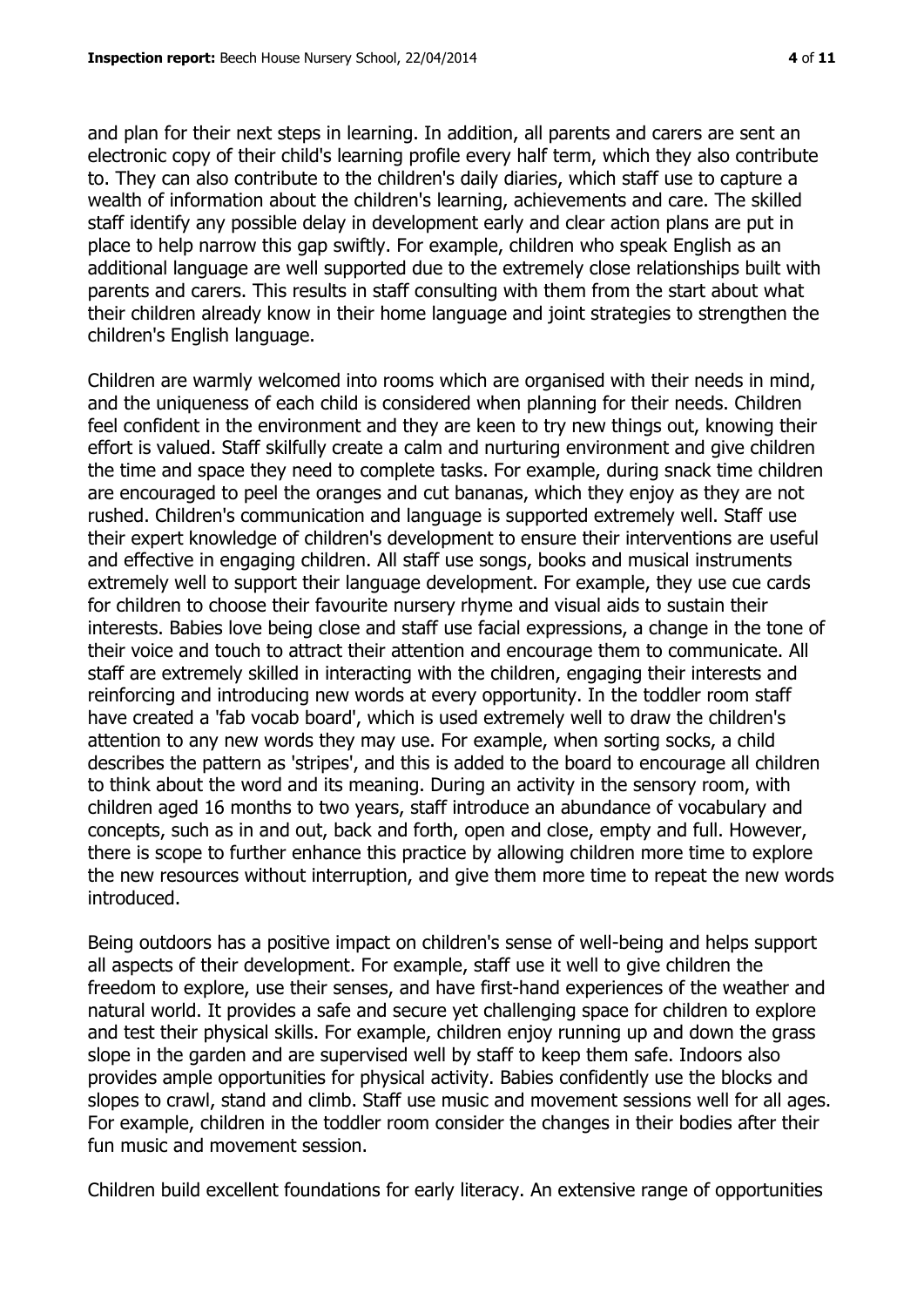and plan for their next steps in learning. In addition, all parents and carers are sent an electronic copy of their child's learning profile every half term, which they also contribute to. They can also contribute to the children's daily diaries, which staff use to capture a wealth of information about the children's learning, achievements and care. The skilled staff identify any possible delay in development early and clear action plans are put in place to help narrow this gap swiftly. For example, children who speak English as an additional language are well supported due to the extremely close relationships built with parents and carers. This results in staff consulting with them from the start about what their children already know in their home language and joint strategies to strengthen the children's English language.

Children are warmly welcomed into rooms which are organised with their needs in mind, and the uniqueness of each child is considered when planning for their needs. Children feel confident in the environment and they are keen to try new things out, knowing their effort is valued. Staff skilfully create a calm and nurturing environment and give children the time and space they need to complete tasks. For example, during snack time children are encouraged to peel the oranges and cut bananas, which they enjoy as they are not rushed. Children's communication and language is supported extremely well. Staff use their expert knowledge of children's development to ensure their interventions are useful and effective in engaging children. All staff use songs, books and musical instruments extremely well to support their language development. For example, they use cue cards for children to choose their favourite nursery rhyme and visual aids to sustain their interests. Babies love being close and staff use facial expressions, a change in the tone of their voice and touch to attract their attention and encourage them to communicate. All staff are extremely skilled in interacting with the children, engaging their interests and reinforcing and introducing new words at every opportunity. In the toddler room staff have created a 'fab vocab board', which is used extremely well to draw the children's attention to any new words they may use. For example, when sorting socks, a child describes the pattern as 'stripes', and this is added to the board to encourage all children to think about the word and its meaning. During an activity in the sensory room, with children aged 16 months to two years, staff introduce an abundance of vocabulary and concepts, such as in and out, back and forth, open and close, empty and full. However, there is scope to further enhance this practice by allowing children more time to explore the new resources without interruption, and give them more time to repeat the new words introduced.

Being outdoors has a positive impact on children's sense of well-being and helps support all aspects of their development. For example, staff use it well to give children the freedom to explore, use their senses, and have first-hand experiences of the weather and natural world. It provides a safe and secure yet challenging space for children to explore and test their physical skills. For example, children enjoy running up and down the grass slope in the garden and are supervised well by staff to keep them safe. Indoors also provides ample opportunities for physical activity. Babies confidently use the blocks and slopes to crawl, stand and climb. Staff use music and movement sessions well for all ages. For example, children in the toddler room consider the changes in their bodies after their fun music and movement session.

Children build excellent foundations for early literacy. An extensive range of opportunities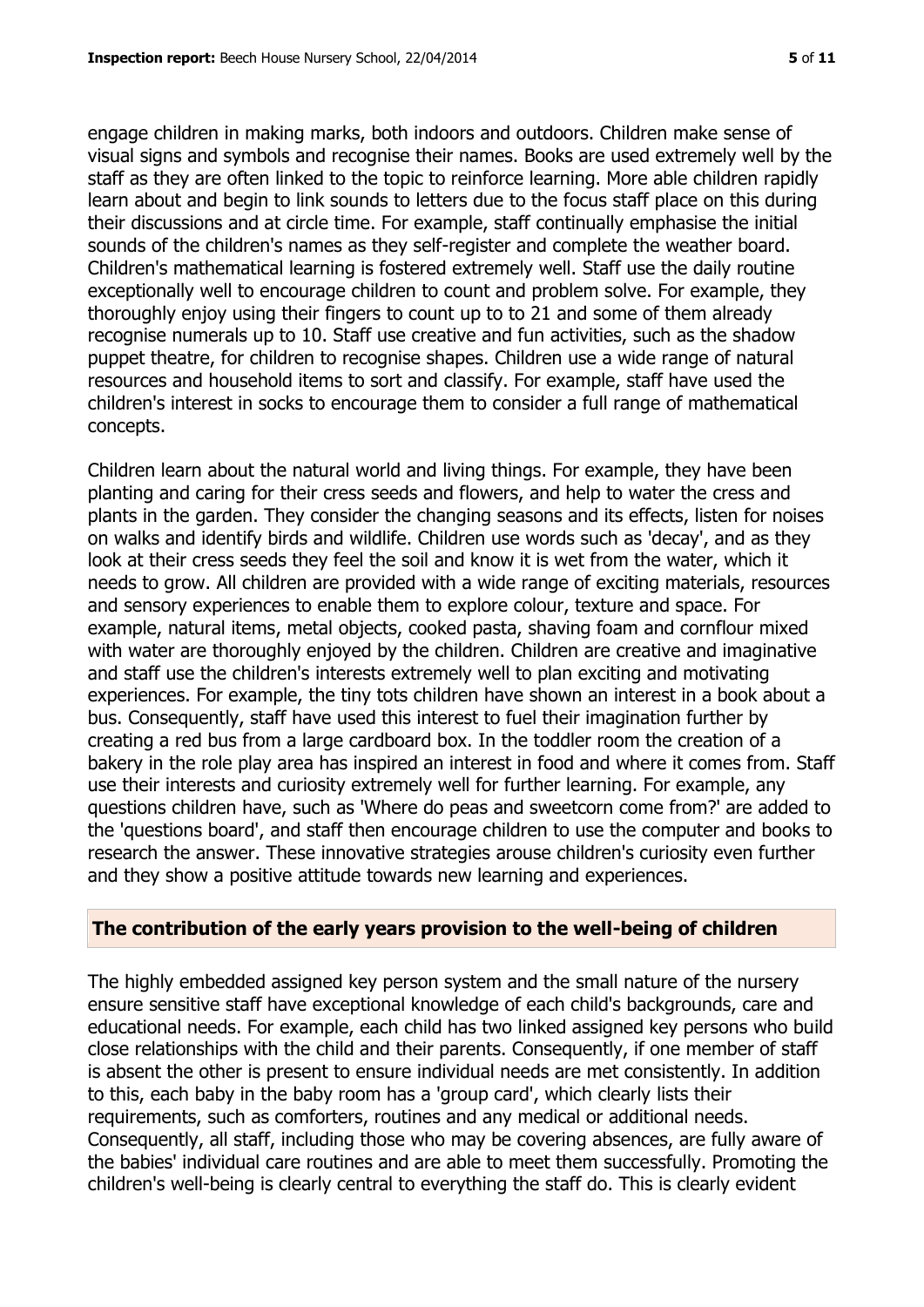engage children in making marks, both indoors and outdoors. Children make sense of visual signs and symbols and recognise their names. Books are used extremely well by the staff as they are often linked to the topic to reinforce learning. More able children rapidly learn about and begin to link sounds to letters due to the focus staff place on this during their discussions and at circle time. For example, staff continually emphasise the initial sounds of the children's names as they self-register and complete the weather board. Children's mathematical learning is fostered extremely well. Staff use the daily routine exceptionally well to encourage children to count and problem solve. For example, they thoroughly enjoy using their fingers to count up to to 21 and some of them already recognise numerals up to 10. Staff use creative and fun activities, such as the shadow puppet theatre, for children to recognise shapes. Children use a wide range of natural resources and household items to sort and classify. For example, staff have used the children's interest in socks to encourage them to consider a full range of mathematical concepts.

Children learn about the natural world and living things. For example, they have been planting and caring for their cress seeds and flowers, and help to water the cress and plants in the garden. They consider the changing seasons and its effects, listen for noises on walks and identify birds and wildlife. Children use words such as 'decay', and as they look at their cress seeds they feel the soil and know it is wet from the water, which it needs to grow. All children are provided with a wide range of exciting materials, resources and sensory experiences to enable them to explore colour, texture and space. For example, natural items, metal objects, cooked pasta, shaving foam and cornflour mixed with water are thoroughly enjoyed by the children. Children are creative and imaginative and staff use the children's interests extremely well to plan exciting and motivating experiences. For example, the tiny tots children have shown an interest in a book about a bus. Consequently, staff have used this interest to fuel their imagination further by creating a red bus from a large cardboard box. In the toddler room the creation of a bakery in the role play area has inspired an interest in food and where it comes from. Staff use their interests and curiosity extremely well for further learning. For example, any questions children have, such as 'Where do peas and sweetcorn come from?' are added to the 'questions board', and staff then encourage children to use the computer and books to research the answer. These innovative strategies arouse children's curiosity even further and they show a positive attitude towards new learning and experiences.

## The contribution of the early years provision to the well-being of children

The highly embedded assigned key person system and the small nature of the nursery ensure sensitive staff have exceptional knowledge of each child's backgrounds, care and educational needs. For example, each child has two linked assigned key persons who build close relationships with the child and their parents. Consequently, if one member of staff is absent the other is present to ensure individual needs are met consistently. In addition to this, each baby in the baby room has a 'group card', which clearly lists their requirements, such as comforters, routines and any medical or additional needs. Consequently, all staff, including those who may be covering absences, are fully aware of the babies' individual care routines and are able to meet them successfully. Promoting the children's well-being is clearly central to everything the staff do. This is clearly evident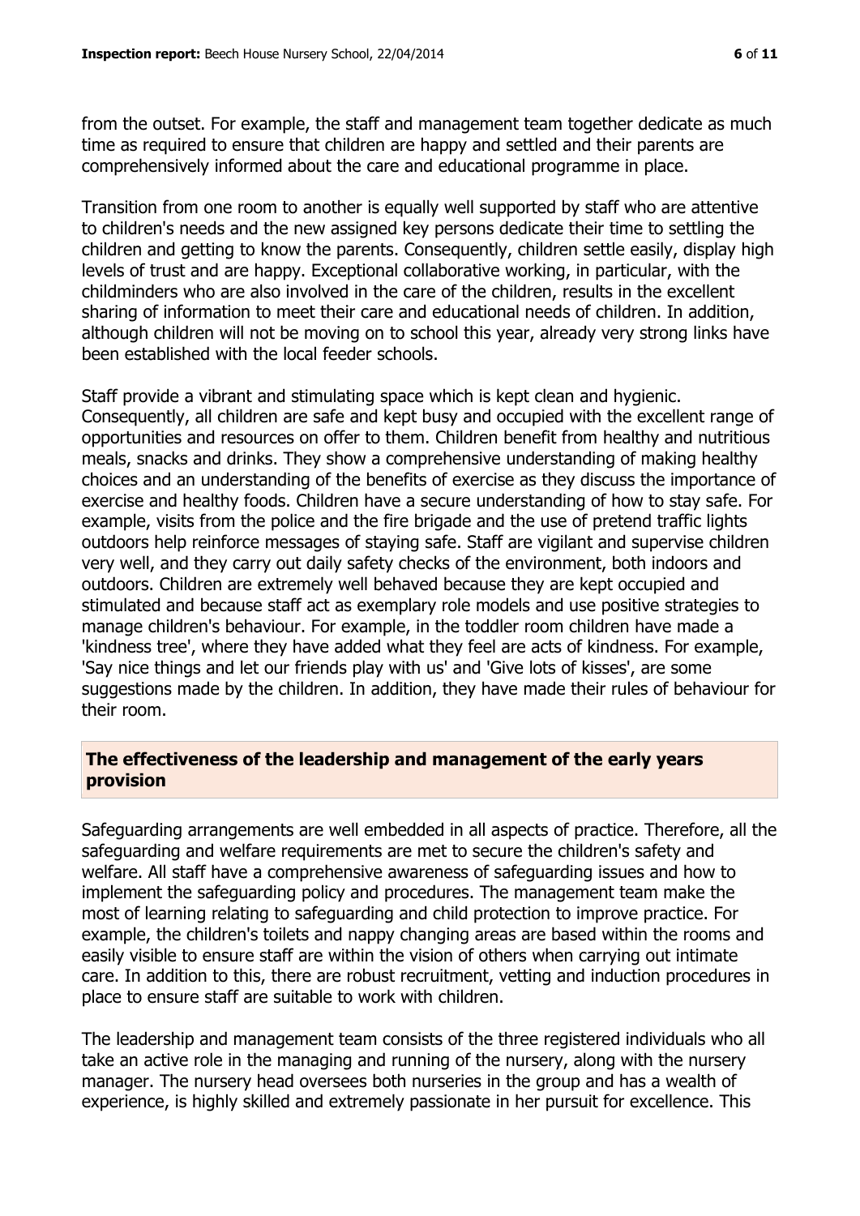from the outset. For example, the staff and management team together dedicate as much time as required to ensure that children are happy and settled and their parents are comprehensively informed about the care and educational programme in place.

Transition from one room to another is equally well supported by staff who are attentive to children's needs and the new assigned key persons dedicate their time to settling the children and getting to know the parents. Consequently, children settle easily, display high levels of trust and are happy. Exceptional collaborative working, in particular, with the childminders who are also involved in the care of the children, results in the excellent sharing of information to meet their care and educational needs of children. In addition, although children will not be moving on to school this year, already very strong links have been established with the local feeder schools.

Staff provide a vibrant and stimulating space which is kept clean and hygienic. Consequently, all children are safe and kept busy and occupied with the excellent range of opportunities and resources on offer to them. Children benefit from healthy and nutritious meals, snacks and drinks. They show a comprehensive understanding of making healthy choices and an understanding of the benefits of exercise as they discuss the importance of exercise and healthy foods. Children have a secure understanding of how to stay safe. For example, visits from the police and the fire brigade and the use of pretend traffic lights outdoors help reinforce messages of staying safe. Staff are vigilant and supervise children very well, and they carry out daily safety checks of the environment, both indoors and outdoors. Children are extremely well behaved because they are kept occupied and stimulated and because staff act as exemplary role models and use positive strategies to manage children's behaviour. For example, in the toddler room children have made a 'kindness tree', where they have added what they feel are acts of kindness. For example, 'Say nice things and let our friends play with us' and 'Give lots of kisses', are some suggestions made by the children. In addition, they have made their rules of behaviour for their room.

## The effectiveness of the leadership and management of the early years provision

Safeguarding arrangements are well embedded in all aspects of practice. Therefore, all the safeguarding and welfare requirements are met to secure the children's safety and welfare. All staff have a comprehensive awareness of safeguarding issues and how to implement the safeguarding policy and procedures. The management team make the most of learning relating to safeguarding and child protection to improve practice. For example, the children's toilets and nappy changing areas are based within the rooms and easily visible to ensure staff are within the vision of others when carrying out intimate care. In addition to this, there are robust recruitment, vetting and induction procedures in place to ensure staff are suitable to work with children.

The leadership and management team consists of the three registered individuals who all take an active role in the managing and running of the nursery, along with the nursery manager. The nursery head oversees both nurseries in the group and has a wealth of experience, is highly skilled and extremely passionate in her pursuit for excellence. This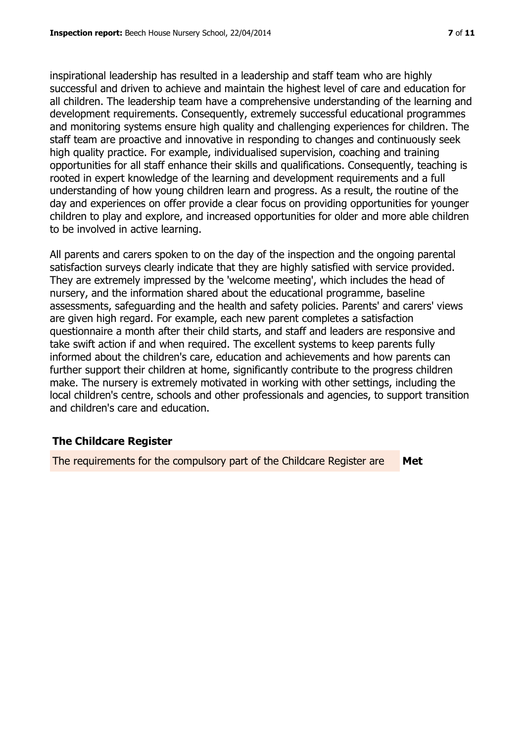inspirational leadership has resulted in a leadership and staff team who are highly successful and driven to achieve and maintain the highest level of care and education for all children. The leadership team have a comprehensive understanding of the learning and development requirements. Consequently, extremely successful educational programmes and monitoring systems ensure high quality and challenging experiences for children. The staff team are proactive and innovative in responding to changes and continuously seek high quality practice. For example, individualised supervision, coaching and training opportunities for all staff enhance their skills and qualifications. Consequently, teaching is rooted in expert knowledge of the learning and development requirements and a full understanding of how young children learn and progress. As a result, the routine of the day and experiences on offer provide a clear focus on providing opportunities for younger children to play and explore, and increased opportunities for older and more able children to be involved in active learning.

All parents and carers spoken to on the day of the inspection and the ongoing parental satisfaction surveys clearly indicate that they are highly satisfied with service provided. They are extremely impressed by the 'welcome meeting', which includes the head of nursery, and the information shared about the educational programme, baseline assessments, safeguarding and the health and safety policies. Parents' and carers' views are given high regard. For example, each new parent completes a satisfaction questionnaire a month after their child starts, and staff and leaders are responsive and take swift action if and when required. The excellent systems to keep parents fully informed about the children's care, education and achievements and how parents can further support their children at home, significantly contribute to the progress children make. The nursery is extremely motivated in working with other settings, including the local children's centre, schools and other professionals and agencies, to support transition and children's care and education.

### The Childcare Register

| | |
|---|---|
| The requirements for the compulsory part of the Childcare Register are | **Met** |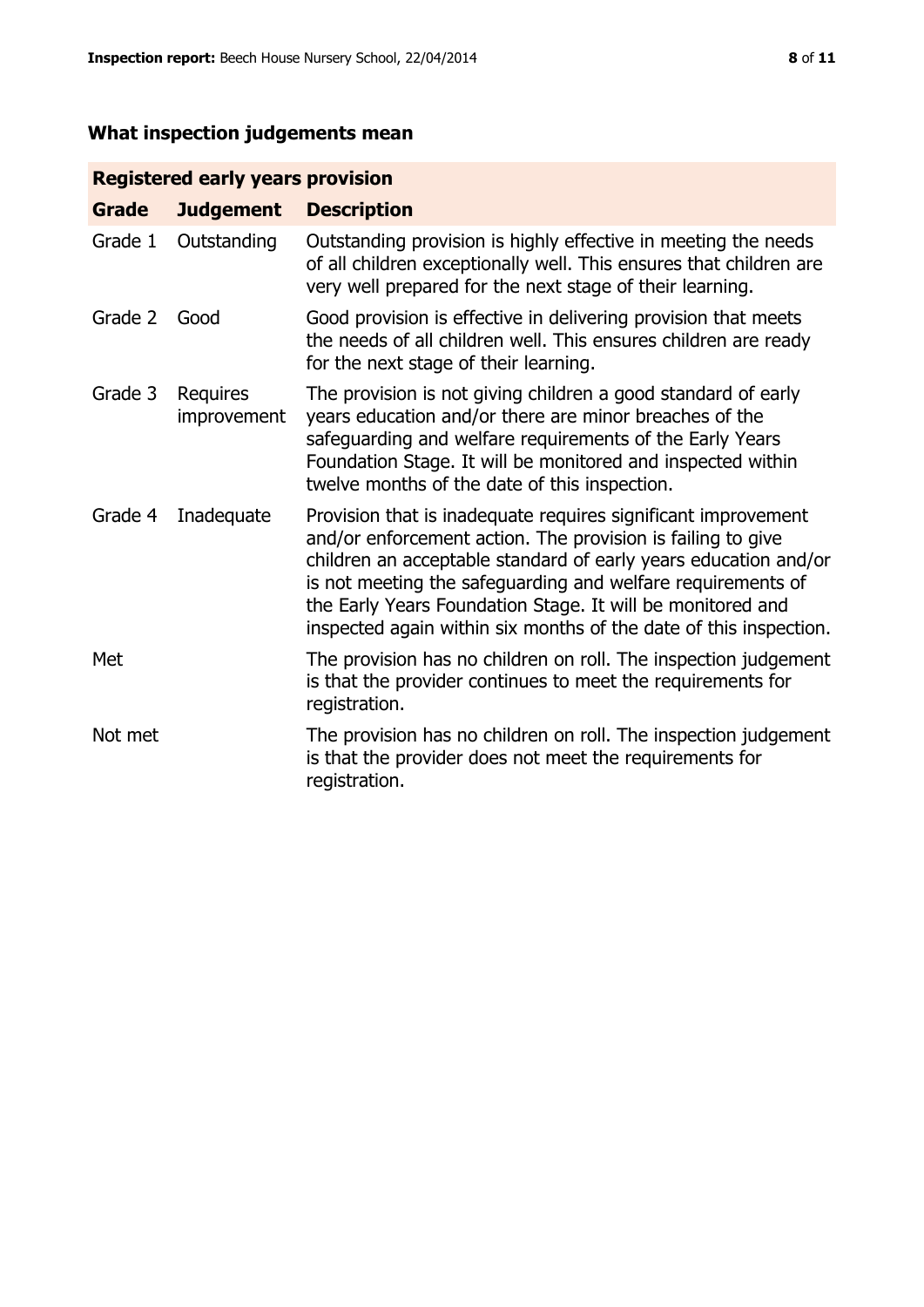## What inspection judgements mean

| Registered early years provision | | |
|---|---|---|
| **Grade** | **Judgement** | **Description** |
| Grade 1 | Outstanding | Outstanding provision is highly effective in meeting the needs of all children exceptionally well. This ensures that children are very well prepared for the next stage of their learning. |
| Grade 2 | Good | Good provision is effective in delivering provision that meets the needs of all children well. This ensures children are ready for the next stage of their learning. |
| Grade 3 | Requires improvement | The provision is not giving children a good standard of early years education and/or there are minor breaches of the safeguarding and welfare requirements of the Early Years Foundation Stage. It will be monitored and inspected within twelve months of the date of this inspection. |
| Grade 4 | Inadequate | Provision that is inadequate requires significant improvement and/or enforcement action. The provision is failing to give children an acceptable standard of early years education and/or is not meeting the safeguarding and welfare requirements of the Early Years Foundation Stage. It will be monitored and inspected again within six months of the date of this inspection. |
| Met | | The provision has no children on roll. The inspection judgement is that the provider continues to meet the requirements for registration. |
| Not met | | The provision has no children on roll. The inspection judgement is that the provider does not meet the requirements for registration. |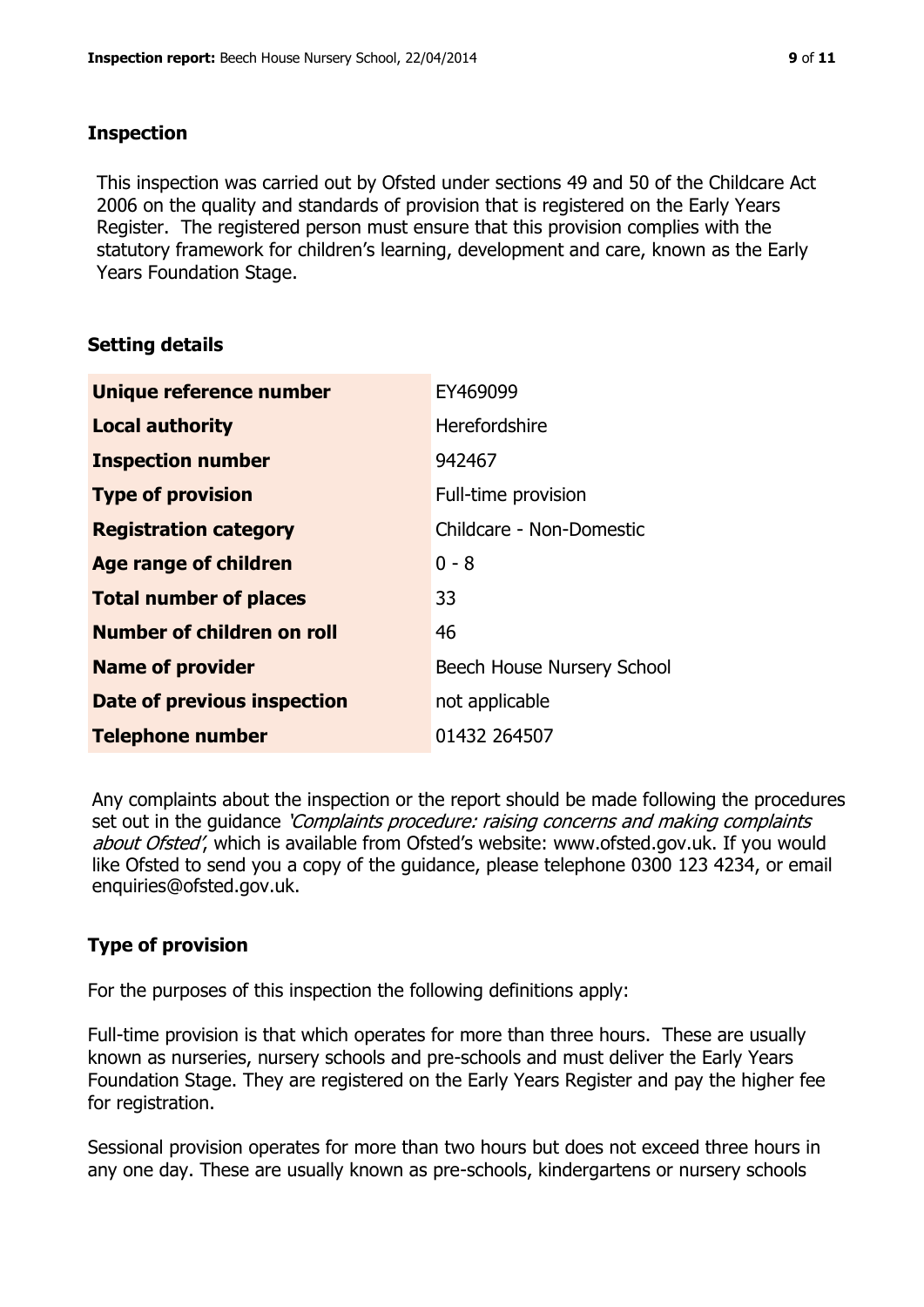## Inspection

This inspection was carried out by Ofsted under sections 49 and 50 of the Childcare Act 2006 on the quality and standards of provision that is registered on the Early Years Register. The registered person must ensure that this provision complies with the statutory framework for children's learning, development and care, known as the Early Years Foundation Stage.

## Setting details

| | |
|---|---|
| **Unique reference number** | EY469099 |
| **Local authority** | Herefordshire |
| **Inspection number** | 942467 |
| **Type of provision** | Full-time provision |
| **Registration category** | Childcare - Non-Domestic |
| **Age range of children** | 0 - 8 |
| **Total number of places** | 33 |
| **Number of children on roll** | 46 |
| **Name of provider** | Beech House Nursery School |
| **Date of previous inspection** | not applicable |
| **Telephone number** | 01432 264507 |

Any complaints about the inspection or the report should be made following the procedures set out in the guidance *'Complaints procedure: raising concerns and making complaints about Ofsted'*, which is available from Ofsted's website: www.ofsted.gov.uk. If you would like Ofsted to send you a copy of the guidance, please telephone 0300 123 4234, or email enquiries@ofsted.gov.uk.

## Type of provision

For the purposes of this inspection the following definitions apply:

Full-time provision is that which operates for more than three hours. These are usually known as nurseries, nursery schools and pre-schools and must deliver the Early Years Foundation Stage. They are registered on the Early Years Register and pay the higher fee for registration.

Sessional provision operates for more than two hours but does not exceed three hours in any one day. These are usually known as pre-schools, kindergartens or nursery schools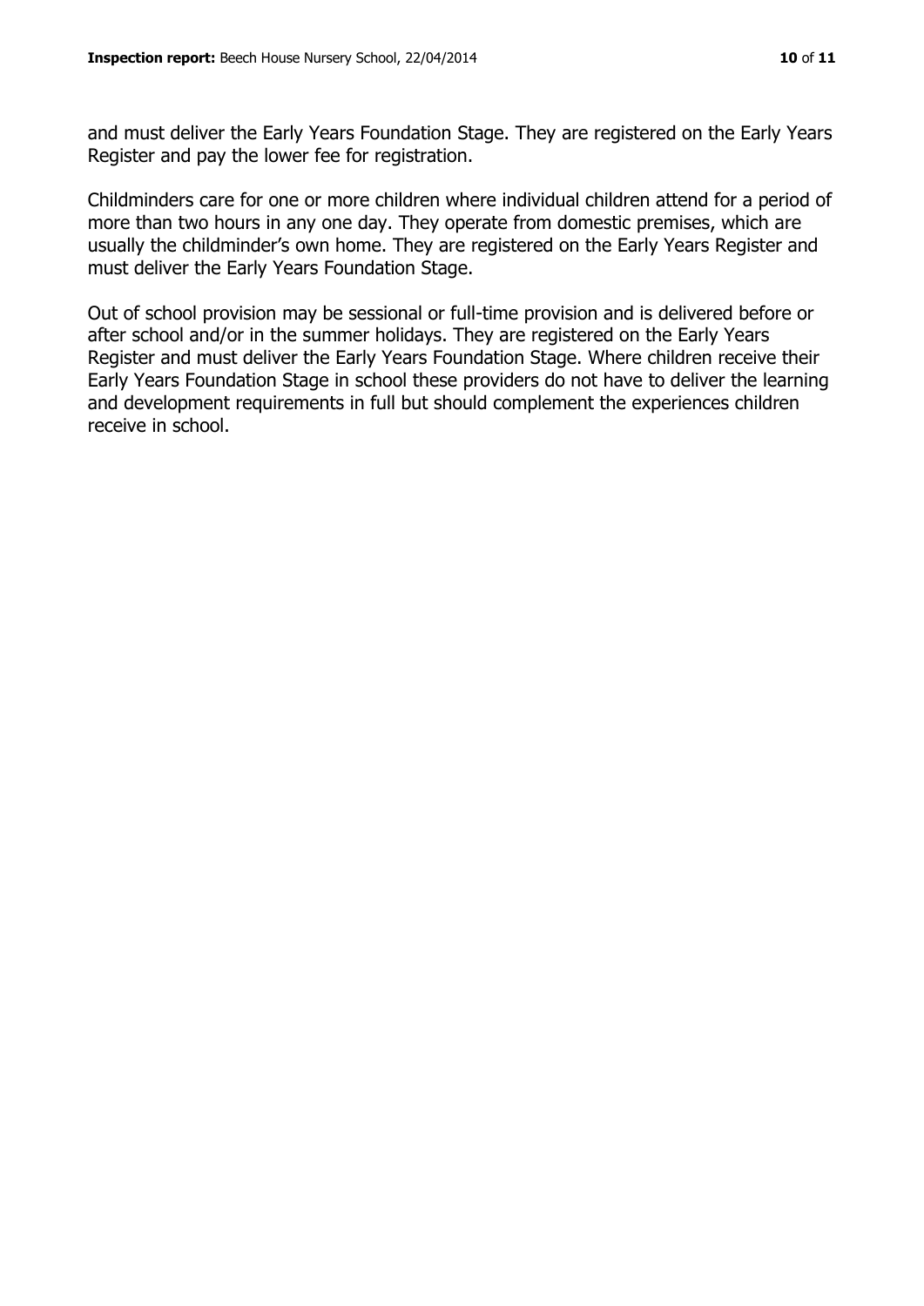and must deliver the Early Years Foundation Stage. They are registered on the Early Years Register and pay the lower fee for registration.

Childminders care for one or more children where individual children attend for a period of more than two hours in any one day. They operate from domestic premises, which are usually the childminder's own home. They are registered on the Early Years Register and must deliver the Early Years Foundation Stage.

Out of school provision may be sessional or full-time provision and is delivered before or after school and/or in the summer holidays. They are registered on the Early Years Register and must deliver the Early Years Foundation Stage. Where children receive their Early Years Foundation Stage in school these providers do not have to deliver the learning and development requirements in full but should complement the experiences children receive in school.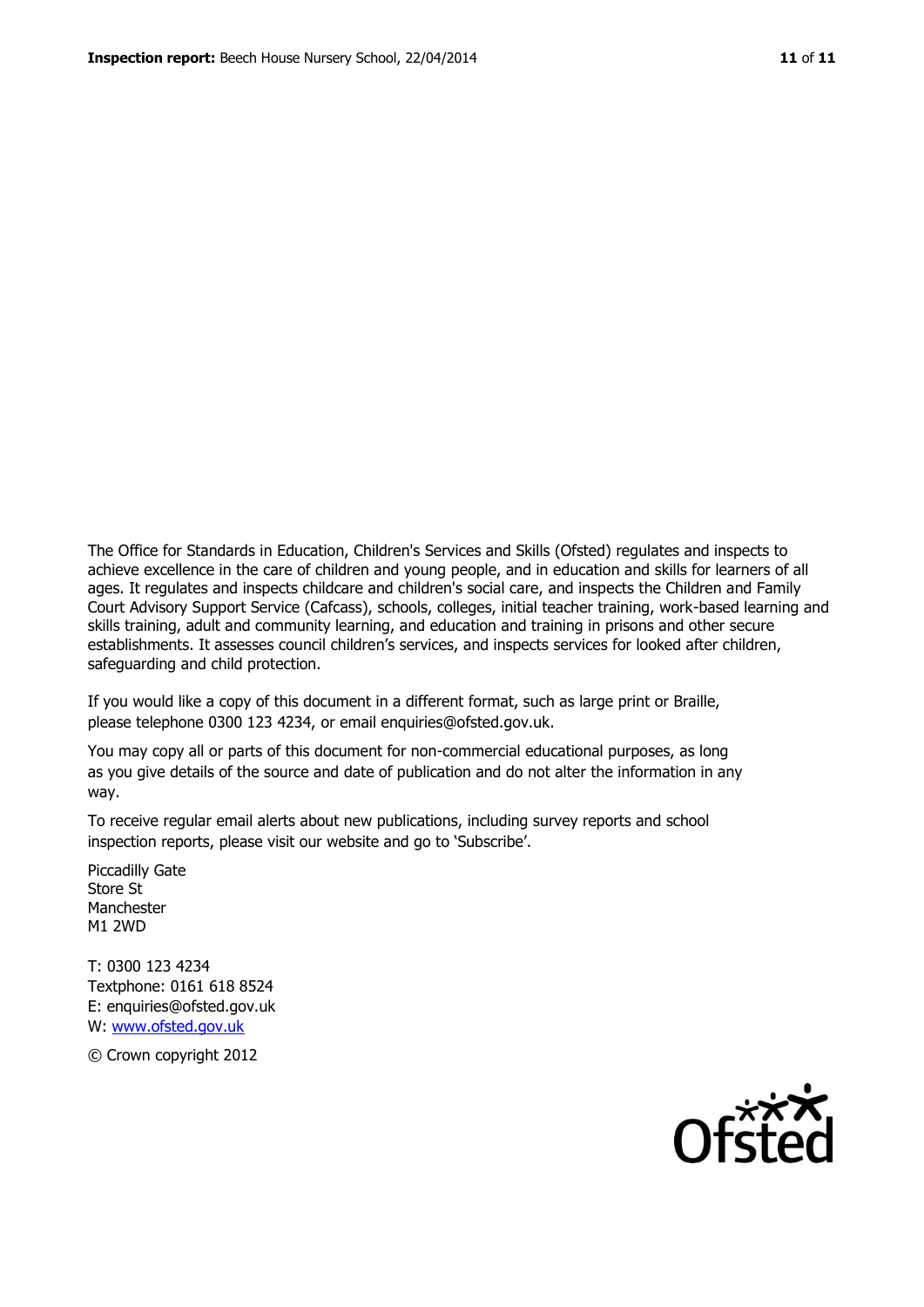The Office for Standards in Education, Children's Services and Skills (Ofsted) regulates and inspects to achieve excellence in the care of children and young people, and in education and skills for learners of all ages. It regulates and inspects childcare and children's social care, and inspects the Children and Family Court Advisory Support Service (Cafcass), schools, colleges, initial teacher training, work-based learning and skills training, adult and community learning, and education and training in prisons and other secure establishments. It assesses council children's services, and inspects services for looked after children, safeguarding and child protection.

If you would like a copy of this document in a different format, such as large print or Braille, please telephone 0300 123 4234, or email enquiries@ofsted.gov.uk.

You may copy all or parts of this document for non-commercial educational purposes, as long as you give details of the source and date of publication and do not alter the information in any way.

To receive regular email alerts about new publications, including survey reports and school inspection reports, please visit our website and go to 'Subscribe'.

Piccadilly Gate
Store St
Manchester
M1 2WD

T: 0300 123 4234
Textphone: 0161 618 8524
E: enquiries@ofsted.gov.uk
W: [www.ofsted.gov.uk](http://www.ofsted.gov.uk)

© Crown copyright 2012

Ofsted